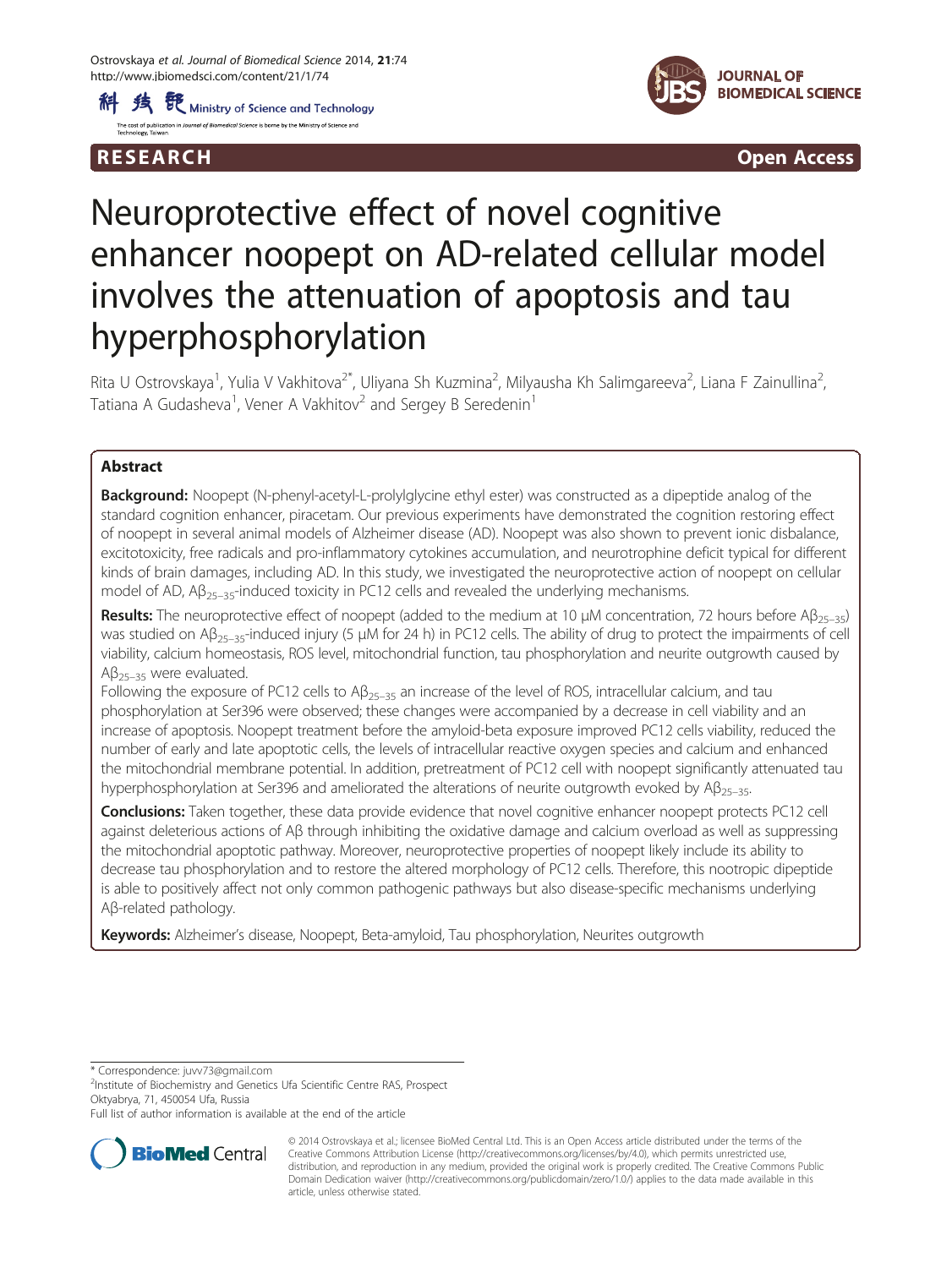RESEARCH Open Access

# Neuroprotective effect of novel cognitive enhancer noopept on AD-related cellular model involves the attenuation of apoptosis and tau hyperphosphorylation

Rita U Ostrovskaya[1], Yulia V Vakhitova[2*], Uliyana Sh Kuzmina[2], Milyausha Kh Salimgareeva[2], Liana F Zainullina[2], Tatiana A Gudasheva[1], Vener A Vakhitov[2] and Sergey B Seredenin[1]

## Abstract

**Background:** Noopept (N-phenyl-acetyl-L-prolylglycine ethyl ester) was constructed as a dipeptide analog of the standard cognition enhancer, piracetam. Our previous experiments have demonstrated the cognition restoring effect of noopept in several animal models of Alzheimer disease (AD). Noopept was also shown to prevent ionic disbalance, excitotoxicity, free radicals and pro-inflammatory cytokines accumulation, and neurotrophine deficit typical for different kinds of brain damages, including AD. In this study, we investigated the neuroprotective action of noopept on cellular model of AD, $A\beta_{25-35}$-induced toxicity in PC12 cells and revealed the underlying mechanisms.

**Results:** The neuroprotective effect of noopept (added to the medium at 10 μM concentration, 72 hours before $A\beta_{25-35}$) was studied on $A\beta_{25-35}$-induced injury (5 μM for 24 h) in PC12 cells. The ability of drug to protect the impairments of cell viability, calcium homeostasis, ROS level, mitochondrial function, tau phosphorylation and neurite outgrowth caused by $A\beta_{25-35}$ were evaluated.

Following the exposure of PC12 cells to $A\beta_{25-35}$ an increase of the level of ROS, intracellular calcium, and tau phosphorylation at Ser396 were observed; these changes were accompanied by a decrease in cell viability and an increase of apoptosis. Noopept treatment before the amyloid-beta exposure improved PC12 cells viability, reduced the number of early and late apoptotic cells, the levels of intracellular reactive oxygen species and calcium and enhanced the mitochondrial membrane potential. In addition, pretreatment of PC12 cell with noopept significantly attenuated tau hyperphosphorylation at Ser396 and ameliorated the alterations of neurite outgrowth evoked by $A\beta_{25-35}$.

**Conclusions:** Taken together, these data provide evidence that novel cognitive enhancer noopept protects PC12 cell against deleterious actions of Aβ through inhibiting the oxidative damage and calcium overload as well as suppressing the mitochondrial apoptotic pathway. Moreover, neuroprotective properties of noopept likely include its ability to decrease tau phosphorylation and to restore the altered morphology of PC12 cells. Therefore, this nootropic dipeptide is able to positively affect not only common pathogenic pathways but also disease-specific mechanisms underlying Aβ-related pathology.

**Keywords:** Alzheimer's disease, Noopept, Beta-amyloid, Tau phosphorylation, Neurites outgrowth

\* Correspondence: juvv73@gmail.com
[2]Institute of Biochemistry and Genetics Ufa Scientific Centre RAS, Prospect Oktyabrya, 71, 450054 Ufa, Russia
Full list of author information is available at the end of the article

© 2014 Ostrovskaya et al.; licensee BioMed Central Ltd. This is an Open Access article distributed under the terms of the Creative Commons Attribution License (http://creativecommons.org/licenses/by/4.0), which permits unrestricted use, distribution, and reproduction in any medium, provided the original work is properly credited. The Creative Commons Public Domain Dedication waiver (http://creativecommons.org/publicdomain/zero/1.0/) applies to the data made available in this article, unless otherwise stated.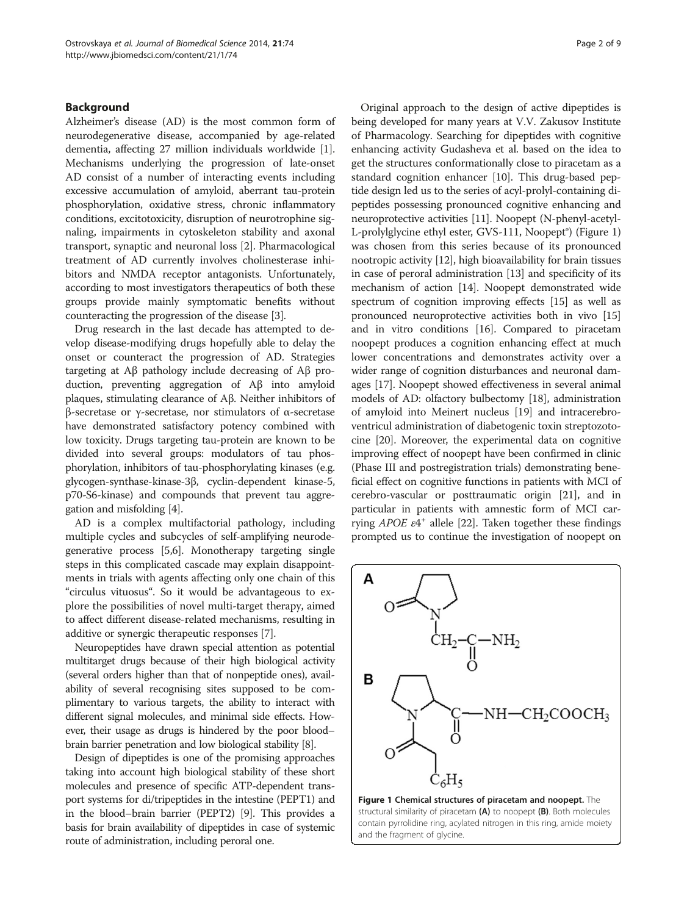## Background

Alzheimer's disease (AD) is the most common form of neurodegenerative disease, accompanied by age-related dementia, affecting 27 million individuals worldwide [1]. Mechanisms underlying the progression of late-onset AD consist of a number of interacting events including excessive accumulation of amyloid, aberrant tau-protein phosphorylation, oxidative stress, chronic inflammatory conditions, excitotoxicity, disruption of neurotrophine signaling, impairments in cytoskeleton stability and axonal transport, synaptic and neuronal loss [2]. Pharmacological treatment of AD currently involves cholinesterase inhibitors and NMDA receptor antagonists. Unfortunately, according to most investigators therapeutics of both these groups provide mainly symptomatic benefits without counteracting the progression of the disease [3].

Drug research in the last decade has attempted to develop disease-modifying drugs hopefully able to delay the onset or counteract the progression of AD. Strategies targeting at Aβ pathology include decreasing of Aβ production, preventing aggregation of Aβ into amyloid plaques, stimulating clearance of Aβ. Neither inhibitors of β-secretase or γ-secretase, nor stimulators of α-secretase have demonstrated satisfactory potency combined with low toxicity. Drugs targeting tau-protein are known to be divided into several groups: modulators of tau phosphorylation, inhibitors of tau-phosphorylating kinases (e.g. glycogen-synthase-kinase-3β, cyclin-dependent kinase-5, p70-S6-kinase) and compounds that prevent tau aggregation and misfolding [4].

AD is a complex multifactorial pathology, including multiple cycles and subcycles of self-amplifying neurodegenerative process [5,6]. Monotherapy targeting single steps in this complicated cascade may explain disappointments in trials with agents affecting only one chain of this "circulus vituosus". So it would be advantageous to explore the possibilities of novel multi-target therapy, aimed to affect different disease-related mechanisms, resulting in additive or synergic therapeutic responses [7].

Neuropeptides have drawn special attention as potential multitarget drugs because of their high biological activity (several orders higher than that of nonpeptide ones), availability of several recognising sites supposed to be complimentary to various targets, the ability to interact with different signal molecules, and minimal side effects. However, their usage as drugs is hindered by the poor blood–brain barrier penetration and low biological stability [8].

Design of dipeptides is one of the promising approaches taking into account high biological stability of these short molecules and presence of specific ATP-dependent transport systems for di/tripeptides in the intestine (PEPT1) and in the blood–brain barrier (PEPT2) [9]. This provides a basis for brain availability of dipeptides in case of systemic route of administration, including peroral one.

Original approach to the design of active dipeptides is being developed for many years at V.V. Zakusov Institute of Pharmacology. Searching for dipeptides with cognitive enhancing activity Gudasheva et al. based on the idea to get the structures conformationally close to piracetam as a standard cognition enhancer [10]. This drug-based peptide design led us to the series of acyl-prolyl-containing dipeptides possessing pronounced cognitive enhancing and neuroprotective activities [11]. Noopept (N-phenyl-acetyl-L-prolylglycine ethyl ester, GVS-111, Noopept®) (Figure 1) was chosen from this series because of its pronounced nootropic activity [12], high bioavailability for brain tissues in case of peroral administration [13] and specificity of its mechanism of action [14]. Noopept demonstrated wide spectrum of cognition improving effects [15] as well as pronounced neuroprotective activities both in vivo [15] and in vitro conditions [16]. Compared to piracetam noopept produces a cognition enhancing effect at much lower concentrations and demonstrates activity over a wider range of cognition disturbances and neuronal damages [17]. Noopept showed effectiveness in several animal models of AD: olfactory bulbectomy [18], administration of amyloid into Meinert nucleus [19] and intracerebroventricul administration of diabetogenic toxin streptozotocine [20]. Moreover, the experimental data on cognitive improving effect of noopept have been confirmed in clinic (Phase III and postregistration trials) demonstrating beneficial effect on cognitive functions in patients with MCI of cerebro-vascular or posttraumatic origin [21], and in particular in patients with amnestic form of MCI carrying *APOE* $\varepsilon 4^{+}$ allele [22]. Taken together these findings prompted us to continue the investigation of noopept on

**Figure 1 Chemical structures of piracetam and noopept.** The structural similarity of piracetam **(A)** to noopept **(B)**. Both molecules contain pyrrolidine ring, acylated nitrogen in this ring, amide moiety and the fragment of glycine.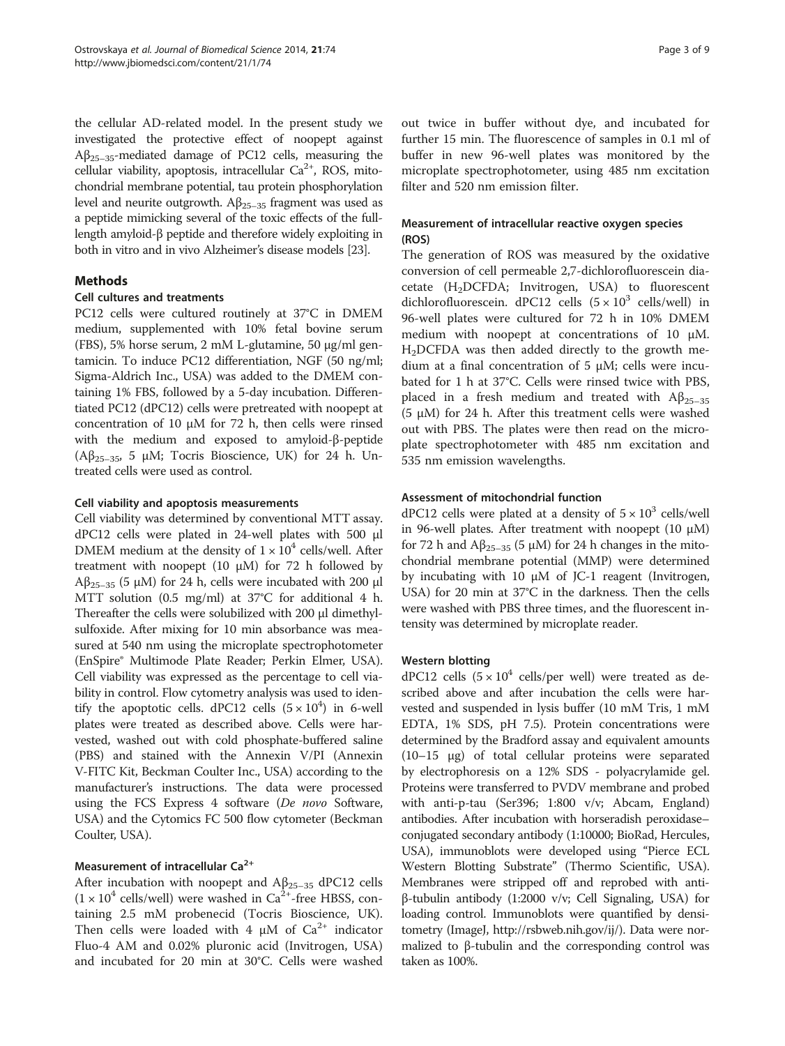the cellular AD-related model. In the present study we investigated the protective effect of noopept against $A\beta_{25-35}$-mediated damage of PC12 cells, measuring the cellular viability, apoptosis, intracellular $Ca^{2+}$, ROS, mitochondrial membrane potential, tau protein phosphorylation level and neurite outgrowth. $A\beta_{25-35}$ fragment was used as a peptide mimicking several of the toxic effects of the full-length amyloid-β peptide and therefore widely exploiting in both in vitro and in vivo Alzheimer's disease models [23].

## Methods

### Cell cultures and treatments

PC12 cells were cultured routinely at 37°C in DMEM medium, supplemented with 10% fetal bovine serum (FBS), 5% horse serum, 2 mM L-glutamine, 50 μg/ml gentamicin. To induce PC12 differentiation, NGF (50 ng/ml; Sigma-Aldrich Inc., USA) was added to the DMEM containing 1% FBS, followed by a 5-day incubation. Differentiated PC12 (dPC12) cells were pretreated with noopept at concentration of 10 μM for 72 h, then cells were rinsed with the medium and exposed to amyloid-β-peptide ($A\beta_{25-35}$, 5 μM; Tocris Bioscience, UK) for 24 h. Untreated cells were used as control.

#### Cell viability and apoptosis measurements

Cell viability was determined by conventional MTT assay. dPC12 cells were plated in 24-well plates with 500 μl DMEM medium at the density of $1 \times 10^4$ cells/well. After treatment with noopept (10 μM) for 72 h followed by $A\beta_{25-35}$ (5 μM) for 24 h, cells were incubated with 200 μl MTT solution (0.5 mg/ml) at 37°C for additional 4 h. Thereafter the cells were solubilized with 200 μl dimethylsulfoxide. After mixing for 10 min absorbance was measured at 540 nm using the microplate spectrophotometer (EnSpire® Multimode Plate Reader; Perkin Elmer, USA). Cell viability was expressed as the percentage to cell viability in control. Flow cytometry analysis was used to identify the apoptotic cells. dPC12 cells ($5 \times 10^4$) in 6-well plates were treated as described above. Cells were harvested, washed out with cold phosphate-buffered saline (PBS) and stained with the Annexin V/PI (Annexin V-FITC Kit, Beckman Coulter Inc., USA) according to the manufacturer's instructions. The data were processed using the FCS Express 4 software (*De novo* Software, USA) and the Cytomics FC 500 flow cytometer (Beckman Coulter, USA).

#### Measurement of intracellular $Ca^{2+}$

After incubation with noopept and $A\beta_{25-35}$ dPC12 cells ($1 \times 10^4$ cells/well) were washed in $Ca^{2+}$-free HBSS, containing 2.5 mM probenecid (Tocris Bioscience, UK). Then cells were loaded with 4 μM of $Ca^{2+}$ indicator Fluo-4 AM and 0.02% pluronic acid (Invitrogen, USA) and incubated for 20 min at 30°C. Cells were washed out twice in buffer without dye, and incubated for further 15 min. The fluorescence of samples in 0.1 ml of buffer in new 96-well plates was monitored by the microplate spectrophotometer, using 485 nm excitation filter and 520 nm emission filter.

#### Measurement of intracellular reactive oxygen species (ROS)

The generation of ROS was measured by the oxidative conversion of cell permeable 2,7-dichlorofluorescein diacetate ($H_2DCFDA$; Invitrogen, USA) to fluorescent dichlorofluorescein. dPC12 cells ($5 \times 10^3$ cells/well) in 96-well plates were cultured for 72 h in 10% DMEM medium with noopept at concentrations of 10 μM. $H_2DCFDA$ was then added directly to the growth medium at a final concentration of 5 μM; cells were incubated for 1 h at 37°C. Cells were rinsed twice with PBS, placed in a fresh medium and treated with $A\beta_{25-35}$ (5 μM) for 24 h. After this treatment cells were washed out with PBS. The plates were then read on the microplate spectrophotometer with 485 nm excitation and 535 nm emission wavelengths.

#### Assessment of mitochondrial function

dPC12 cells were plated at a density of $5 \times 10^3$ cells/well in 96-well plates. After treatment with noopept (10 μM) for 72 h and $A\beta_{25-35}$ (5 μM) for 24 h changes in the mitochondrial membrane potential (MMP) were determined by incubating with 10 μM of JC-1 reagent (Invitrogen, USA) for 20 min at 37°C in the darkness. Then the cells were washed with PBS three times, and the fluorescent intensity was determined by microplate reader.

#### Western blotting

dPC12 cells ($5 \times 10^4$ cells/per well) were treated as described above and after incubation the cells were harvested and suspended in lysis buffer (10 mM Tris, 1 mM EDTA, 1% SDS, pH 7.5). Protein concentrations were determined by the Bradford assay and equivalent amounts (10–15 μg) of total cellular proteins were separated by electrophoresis on a 12% SDS - polyacrylamide gel. Proteins were transferred to PVDV membrane and probed with anti-p-tau (Ser396; 1:800 v/v; Abcam, England) antibodies. After incubation with horseradish peroxidase–conjugated secondary antibody (1:10000; BioRad, Hercules, USA), immunoblots were developed using "Pierce ECL Western Blotting Substrate" (Thermo Scientific, USA). Membranes were stripped off and reprobed with anti-β-tubulin antibody (1:2000 v/v; Cell Signaling, USA) for loading control. Immunoblots were quantified by densitometry (ImageJ, http://rsbweb.nih.gov/ij/). Data were normalized to β-tubulin and the corresponding control was taken as 100%.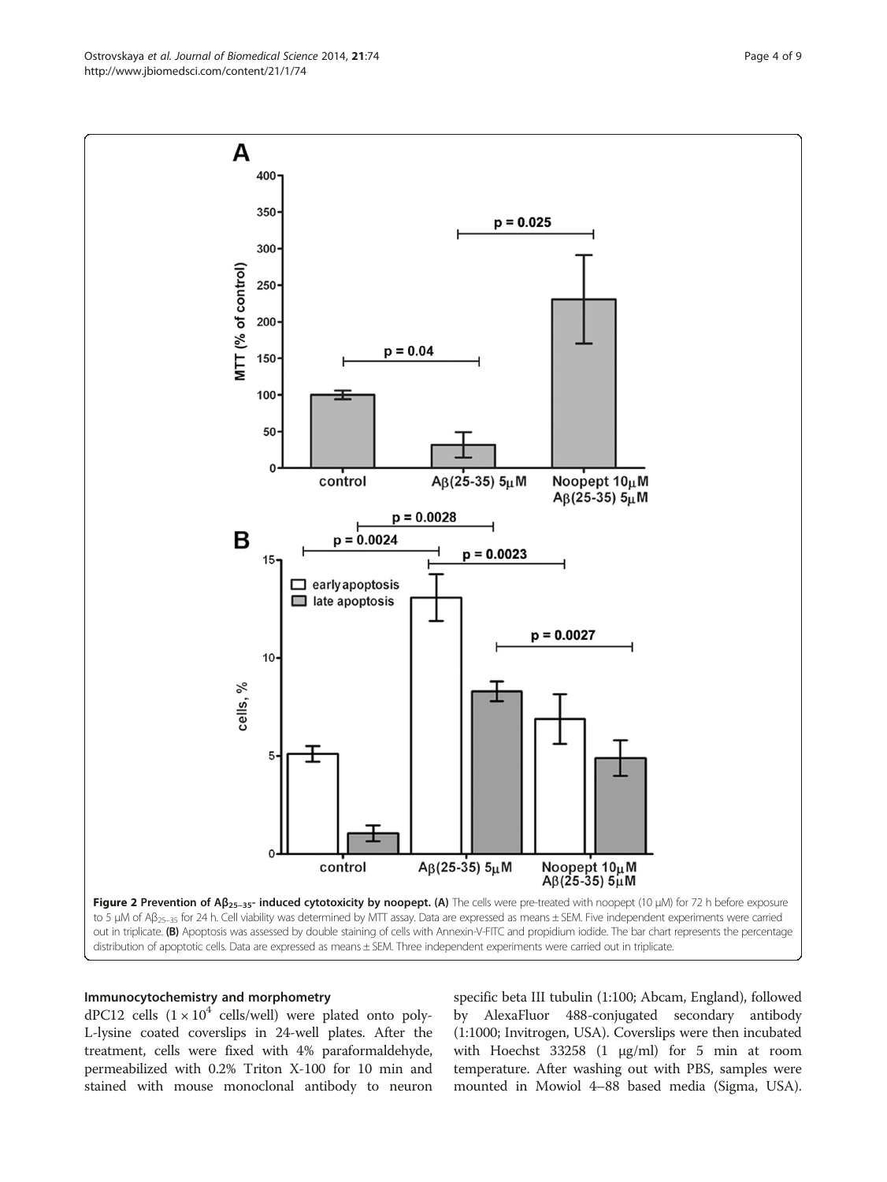**Figure 2 Prevention of $A\beta_{25-35}$- induced cytotoxicity by noopept. (A)** The cells were pre-treated with noopept (10 μM) for 72 h before exposure to 5 μM of $A\beta_{25-35}$ for 24 h. Cell viability was determined by MTT assay. Data are expressed as means ± SEM. Five independent experiments were carried out in triplicate. **(B)** Apoptosis was assessed by double staining of cells with Annexin-V-FITC and propidium iodide. The bar chart represents the percentage distribution of apoptotic cells. Data are expressed as means ± SEM. Three independent experiments were carried out in triplicate.

### Immunocytochemistry and morphometry

dPC12 cells ($1 \times 10^4$ cells/well) were plated onto poly-L-lysine coated coverslips in 24-well plates. After the treatment, cells were fixed with 4% paraformaldehyde, permeabilized with 0.2% Triton X-100 for 10 min and stained with mouse monoclonal antibody to neuron specific beta III tubulin (1:100; Abcam, England), followed by AlexaFluor 488-conjugated secondary antibody (1:1000; Invitrogen, USA). Coverslips were then incubated with Hoechst 33258 (1 μg/ml) for 5 min at room temperature. After washing out with PBS, samples were mounted in Mowiol 4–88 based media (Sigma, USA).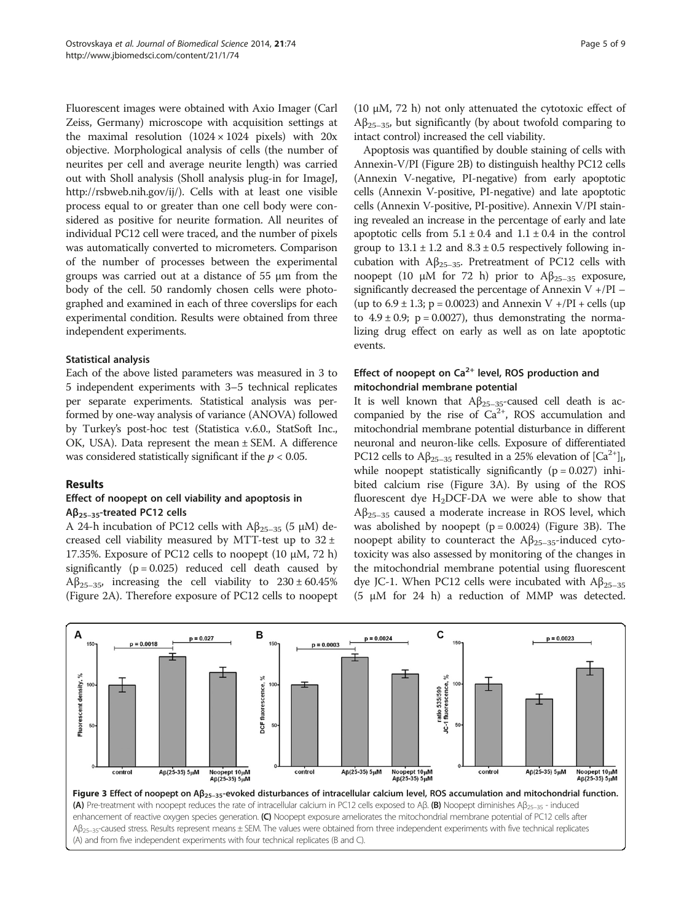Fluorescent images were obtained with Axio Imager (Carl Zeiss, Germany) microscope with acquisition settings at the maximal resolution ($1024 \times 1024$ pixels) with 20x objective. Morphological analysis of cells (the number of neurites per cell and average neurite length) was carried out with Sholl analysis (Sholl analysis plug-in for ImageJ, http://rsbweb.nih.gov/ij/). Cells with at least one visible process equal to or greater than one cell body were considered as positive for neurite formation. All neurites of individual PC12 cell were traced, and the number of pixels was automatically converted to micrometers. Comparison of the number of processes between the experimental groups was carried out at a distance of 55 μm from the body of the cell. 50 randomly chosen cells were photographed and examined in each of three coverslips for each experimental condition. Results were obtained from three independent experiments.

#### Statistical analysis

Each of the above listed parameters was measured in 3 to 5 independent experiments with 3–5 technical replicates per separate experiments. Statistical analysis was performed by one-way analysis of variance (ANOVA) followed by Turkey's post-hoc test (Statistica v.6.0., StatSoft Inc., OK, USA). Data represent the mean ± SEM. A difference was considered statistically significant if the $p < 0.05$.

## Results

### Effect of noopept on cell viability and apoptosis in $A\beta_{25-35}$-treated PC12 cells

A 24-h incubation of PC12 cells with $A\beta_{25-35}$ (5 μM) decreased cell viability measured by MTT-test up to 32 ± 17.35%. Exposure of PC12 cells to noopept (10 μM, 72 h) significantly ($p = 0.025$) reduced cell death caused by $A\beta_{25-35}$, increasing the cell viability to 230 ± 60.45% (Figure 2A). Therefore exposure of PC12 cells to noopept (10 μM, 72 h) not only attenuated the cytotoxic effect of $A\beta_{25-35}$, but significantly (by about twofold comparing to intact control) increased the cell viability.

Apoptosis was quantified by double staining of cells with Annexin-V/PI (Figure 2B) to distinguish healthy PC12 cells (Annexin V-negative, PI-negative) from early apoptotic cells (Annexin V-positive, PI-negative) and late apoptotic cells (Annexin V-positive, PI-positive). Annexin V/PI staining revealed an increase in the percentage of early and late apoptotic cells from 5.1 ± 0.4 and 1.1 ± 0.4 in the control group to 13.1 ± 1.2 and 8.3 ± 0.5 respectively following incubation with $A\beta_{25-35}$. Pretreatment of PC12 cells with noopept (10 μM for 72 h) prior to $A\beta_{25-35}$ exposure, significantly decreased the percentage of Annexin V +/PI – (up to 6.9 ± 1.3; $p = 0.0023$) and Annexin V +/PI + cells (up to 4.9 ± 0.9; $p = 0.0027$), thus demonstrating the normalizing drug effect on early as well as on late apoptotic events.

### Effect of noopept on $Ca^{2+}$ level, ROS production and mitochondrial membrane potential

It is well known that $A\beta_{25-35}$-caused cell death is accompanied by the rise of $Ca^{2+}$, ROS accumulation and mitochondrial membrane potential disturbance in different neuronal and neuron-like cells. Exposure of differentiated PC12 cells to $A\beta_{25-35}$ resulted in a 25% elevation of $[Ca^{2+}]_I$, while noopept statistically significantly ($p = 0.027$) inhibited calcium rise (Figure 3A). By using of the ROS fluorescent dye $H_2$DCF-DA we were able to show that $A\beta_{25-35}$ caused a moderate increase in ROS level, which was abolished by noopept ($p = 0.0024$) (Figure 3B). The noopept ability to counteract the $A\beta_{25-35}$-induced cytotoxicity was also assessed by monitoring of the changes in the mitochondrial membrane potential using fluorescent dye JC-1. When PC12 cells were incubated with $A\beta_{25-35}$ (5 μM for 24 h) a reduction of MMP was detected.

**Figure 3 Effect of noopept on $A\beta_{25-35}$-evoked disturbances of intracellular calcium level, ROS accumulation and mitochondrial function.** **(A)** Pre-treatment with noopept reduces the rate of intracellular calcium in PC12 cells exposed to Aβ. **(B)** Noopept diminishes $A\beta_{25-35}$ - induced enhancement of reactive oxygen species generation. **(C)** Noopept exposure ameliorates the mitochondrial membrane potential of PC12 cells after $A\beta_{25-35}$-caused stress. Results represent means ± SEM. The values were obtained from three independent experiments with five technical replicates (A) and from five independent experiments with four technical replicates (B and C).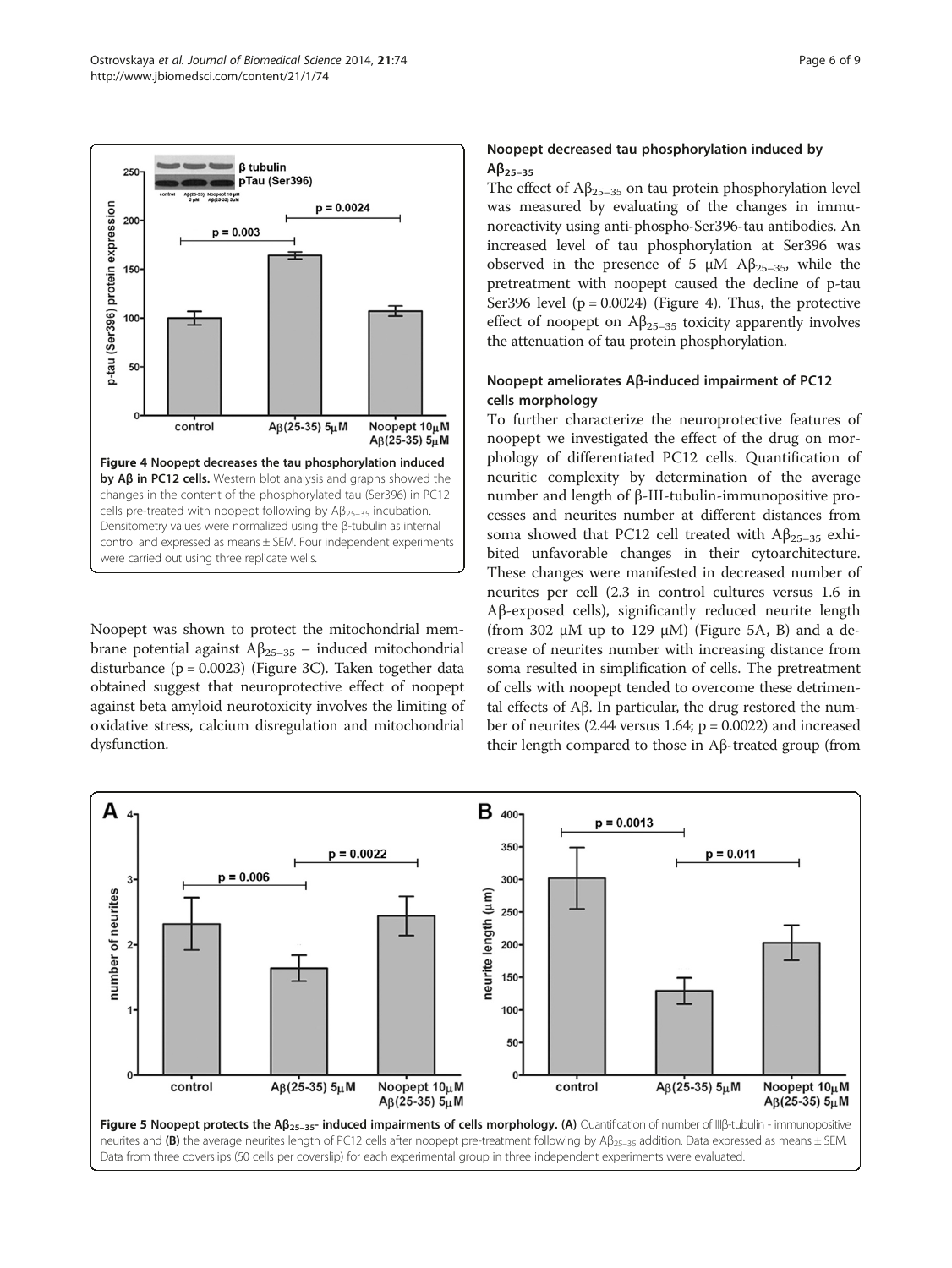Figure 4 **Noopept decreases the tau phosphorylation induced by Aβ in PC12 cells.** Western blot analysis and graphs showed the changes in the content of the phosphorylated tau (Ser396) in PC12 cells pre-treated with noopept following by $A\beta_{25-35}$ incubation. Densitometry values were normalized using the β-tubulin as internal control and expressed as means ± SEM. Four independent experiments were carried out using three replicate wells.

Noopept was shown to protect the mitochondrial membrane potential against $A\beta_{25-35}$ – induced mitochondrial disturbance ($p = 0.0023$) (Figure 3C). Taken together data obtained suggest that neuroprotective effect of noopept against beta amyloid neurotoxicity involves the limiting of oxidative stress, calcium disregulation and mitochondrial dysfunction.

### Noopept decreased tau phosphorylation induced by $A\beta_{25-35}$

The effect of $A\beta_{25-35}$ on tau protein phosphorylation level was measured by evaluating of the changes in immunoreactivity using anti-phospho-Ser396-tau antibodies. An increased level of tau phosphorylation at Ser396 was observed in the presence of 5 μM $A\beta_{25-35}$, while the pretreatment with noopept caused the decline of p-tau Ser396 level ($p = 0.0024$) (Figure 4). Thus, the protective effect of noopept on $A\beta_{25-35}$ toxicity apparently involves the attenuation of tau protein phosphorylation.

### Noopept ameliorates Aβ-induced impairment of PC12 cells morphology

To further characterize the neuroprotective features of noopept we investigated the effect of the drug on morphology of differentiated PC12 cells. Quantification of neuritic complexity by determination of the average number and length of β-III-tubulin-immunopositive processes and neurites number at different distances from soma showed that PC12 cell treated with $A\beta_{25-35}$ exhibited unfavorable changes in their cytoarchitecture. These changes were manifested in decreased number of neurites per cell (2.3 in control cultures versus 1.6 in Aβ-exposed cells), significantly reduced neurite length (from 302 μM up to 129 μM) (Figure 5A, B) and a decrease of neurites number with increasing distance from soma resulted in simplification of cells. The pretreatment of cells with noopept tended to overcome these detrimental effects of Aβ. In particular, the drug restored the number of neurites (2.44 versus 1.64; $p = 0.0022$) and increased their length compared to those in Aβ-treated group (from

Figure 5 **Noopept protects the $A\beta_{25-35}$- induced impairments of cells morphology.** **(A)** Quantification of number of IIIβ-tubulin - immunopositive neurites and **(B)** the average neurites length of PC12 cells after noopept pre-treatment following by $A\beta_{25-35}$ addition. Data expressed as means ± SEM. Data from three coverslips (50 cells per coverslip) for each experimental group in three independent experiments were evaluated.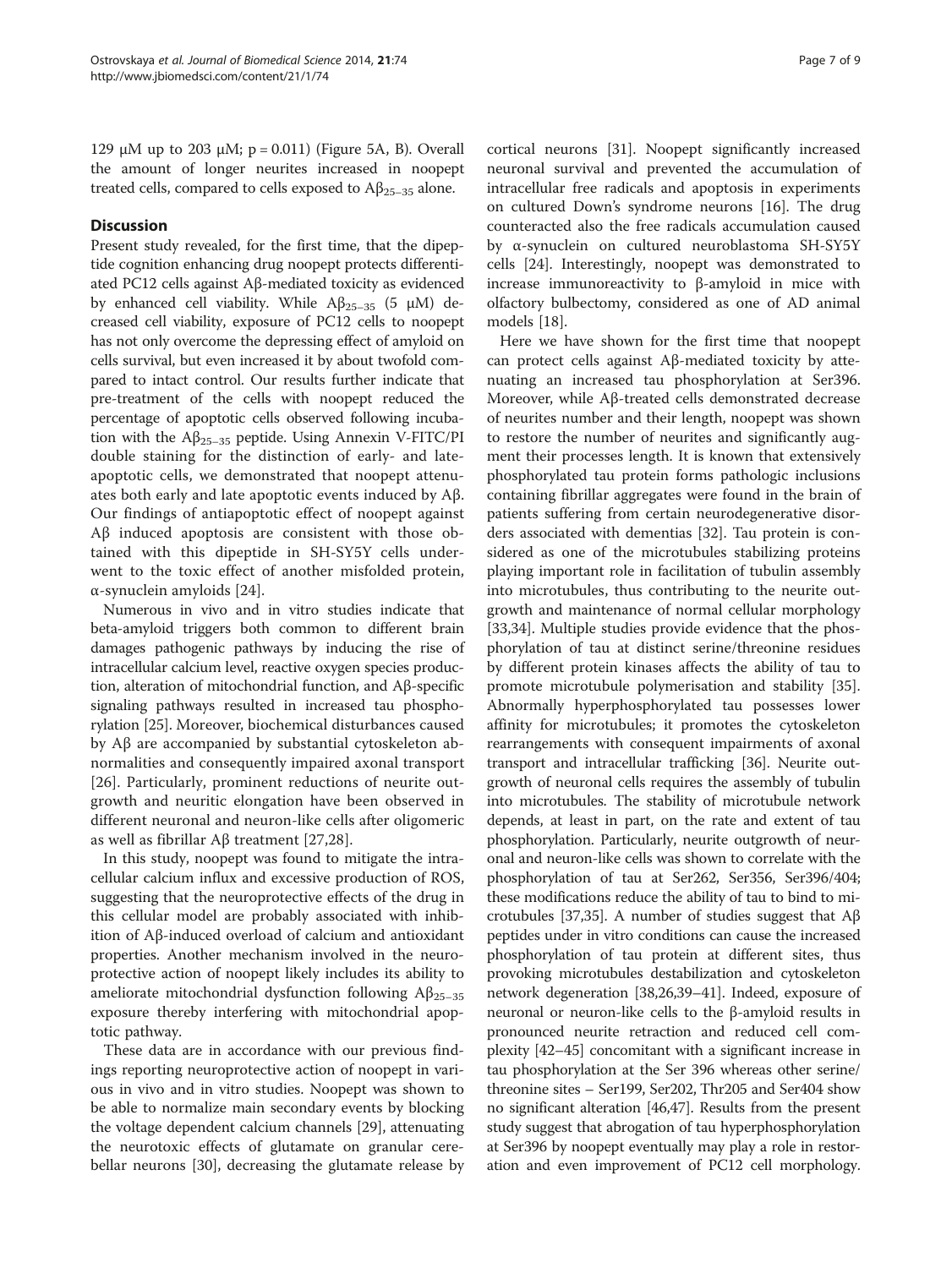129 μM up to 203 μM; $p = 0.011$) (Figure 5A, B). Overall the amount of longer neurites increased in noopept treated cells, compared to cells exposed to $A\beta_{25-35}$ alone.

## Discussion

Present study revealed, for the first time, that the dipeptide cognition enhancing drug noopept protects differentiated PC12 cells against Aβ-mediated toxicity as evidenced by enhanced cell viability. While $A\beta_{25-35}$ (5 μM) decreased cell viability, exposure of PC12 cells to noopept has not only overcome the depressing effect of amyloid on cells survival, but even increased it by about twofold compared to intact control. Our results further indicate that pre-treatment of the cells with noopept reduced the percentage of apoptotic cells observed following incubation with the $A\beta_{25-35}$ peptide. Using Annexin V-FITC/PI double staining for the distinction of early- and late-apoptotic cells, we demonstrated that noopept attenuates both early and late apoptotic events induced by Aβ. Our findings of antiapoptotic effect of noopept against Aβ induced apoptosis are consistent with those obtained with this dipeptide in SH-SY5Y cells underwent to the toxic effect of another misfolded protein, α-synuclein amyloids [24].

Numerous in vivo and in vitro studies indicate that beta-amyloid triggers both common to different brain damages pathogenic pathways by inducing the rise of intracellular calcium level, reactive oxygen species production, alteration of mitochondrial function, and Aβ-specific signaling pathways resulted in increased tau phosphorylation [25]. Moreover, biochemical disturbances caused by Aβ are accompanied by substantial cytoskeleton abnormalities and consequently impaired axonal transport [26]. Particularly, prominent reductions of neurite outgrowth and neuritic elongation have been observed in different neuronal and neuron-like cells after oligomeric as well as fibrillar Aβ treatment [27,28].

In this study, noopept was found to mitigate the intracellular calcium influx and excessive production of ROS, suggesting that the neuroprotective effects of the drug in this cellular model are probably associated with inhibition of Aβ-induced overload of calcium and antioxidant properties. Another mechanism involved in the neuroprotective action of noopept likely includes its ability to ameliorate mitochondrial dysfunction following $A\beta_{25-35}$ exposure thereby interfering with mitochondrial apoptotic pathway.

These data are in accordance with our previous findings reporting neuroprotective action of noopept in various in vivo and in vitro studies. Noopept was shown to be able to normalize main secondary events by blocking the voltage dependent calcium channels [29], attenuating the neurotoxic effects of glutamate on granular cerebellar neurons [30], decreasing the glutamate release by cortical neurons [31]. Noopept significantly increased neuronal survival and prevented the accumulation of intracellular free radicals and apoptosis in experiments on cultured Down's syndrome neurons [16]. The drug counteracted also the free radicals accumulation caused by α-synuclein on cultured neuroblastoma SH-SY5Y cells [24]. Interestingly, noopept was demonstrated to increase immunoreactivity to β-amyloid in mice with olfactory bulbectomy, considered as one of AD animal models [18].

Here we have shown for the first time that noopept can protect cells against Aβ-mediated toxicity by attenuating an increased tau phosphorylation at Ser396. Moreover, while Aβ-treated cells demonstrated decrease of neurites number and their length, noopept was shown to restore the number of neurites and significantly augment their processes length. It is known that extensively phosphorylated tau protein forms pathologic inclusions containing fibrillar aggregates were found in the brain of patients suffering from certain neurodegenerative disorders associated with dementias [32]. Tau protein is considered as one of the microtubules stabilizing proteins playing important role in facilitation of tubulin assembly into microtubules, thus contributing to the neurite outgrowth and maintenance of normal cellular morphology [33,34]. Multiple studies provide evidence that the phosphorylation of tau at distinct serine/threonine residues by different protein kinases affects the ability of tau to promote microtubule polymerisation and stability [35]. Abnormally hyperphosphorylated tau possesses lower affinity for microtubules; it promotes the cytoskeleton rearrangements with consequent impairments of axonal transport and intracellular trafficking [36]. Neurite outgrowth of neuronal cells requires the assembly of tubulin into microtubules. The stability of microtubule network depends, at least in part, on the rate and extent of tau phosphorylation. Particularly, neurite outgrowth of neuronal and neuron-like cells was shown to correlate with the phosphorylation of tau at Ser262, Ser356, Ser396/404; these modifications reduce the ability of tau to bind to microtubules [37,35]. A number of studies suggest that Aβ peptides under in vitro conditions can cause the increased phosphorylation of tau protein at different sites, thus provoking microtubules destabilization and cytoskeleton network degeneration [38,26,39–41]. Indeed, exposure of neuronal or neuron-like cells to the β-amyloid results in pronounced neurite retraction and reduced cell complexity [42–45] concomitant with a significant increase in tau phosphorylation at the Ser 396 whereas other serine/threonine sites – Ser199, Ser202, Thr205 and Ser404 show no significant alteration [46,47]. Results from the present study suggest that abrogation of tau hyperphosphorylation at Ser396 by noopept eventually may play a role in restoration and even improvement of PC12 cell morphology.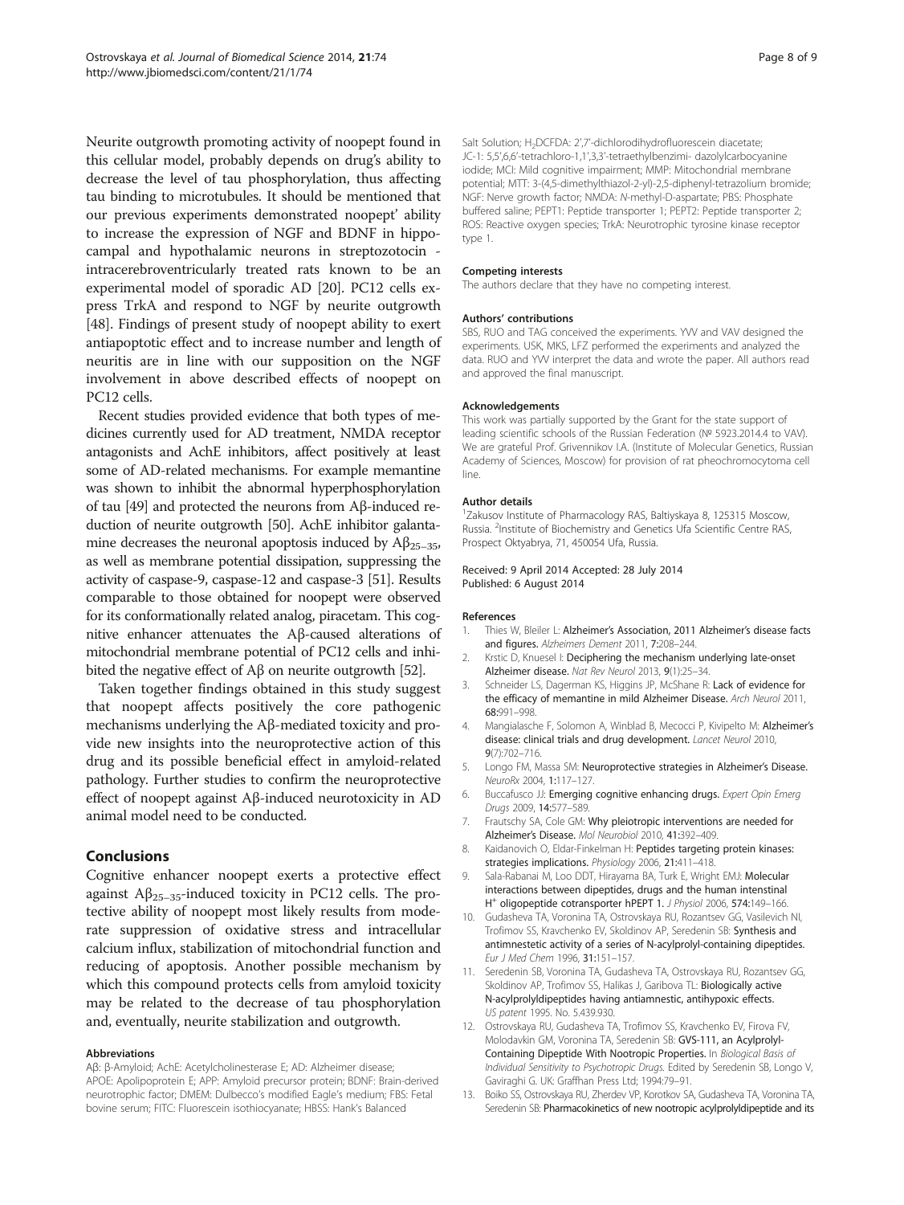Neurite outgrowth promoting activity of noopept found in this cellular model, probably depends on drug's ability to decrease the level of tau phosphorylation, thus affecting tau binding to microtubules. It should be mentioned that our previous experiments demonstrated noopept' ability to increase the expression of NGF and BDNF in hippocampal and hypothalamic neurons in streptozotocin - intracerebroventricularly treated rats known to be an experimental model of sporadic AD [20]. PC12 cells express TrkA and respond to NGF by neurite outgrowth [48]. Findings of present study of noopept ability to exert antiapoptotic effect and to increase number and length of neuritis are in line with our supposition on the NGF involvement in above described effects of noopept on PC12 cells.

Recent studies provided evidence that both types of medicines currently used for AD treatment, NMDA receptor antagonists and AchE inhibitors, affect positively at least some of AD-related mechanisms. For example memantine was shown to inhibit the abnormal hyperphosphorylation of tau [49] and protected the neurons from Aβ-induced reduction of neurite outgrowth [50]. AchE inhibitor galantamine decreases the neuronal apoptosis induced by $A\beta_{25-35}$, as well as membrane potential dissipation, suppressing the activity of caspase-9, caspase-12 and caspase-3 [51]. Results comparable to those obtained for noopept were observed for its conformationally related analog, piracetam. This cognitive enhancer attenuates the Aβ-caused alterations of mitochondrial membrane potential of PC12 cells and inhibited the negative effect of Aβ on neurite outgrowth [52].

Taken together findings obtained in this study suggest that noopept affects positively the core pathogenic mechanisms underlying the Aβ-mediated toxicity and provide new insights into the neuroprotective action of this drug and its possible beneficial effect in amyloid-related pathology. Further studies to confirm the neuroprotective effect of noopept against Aβ-induced neurotoxicity in AD animal model need to be conducted.

## Conclusions

Cognitive enhancer noopept exerts a protective effect against $A\beta_{25-35}$-induced toxicity in PC12 cells. The protective ability of noopept most likely results from moderate suppression of oxidative stress and intracellular calcium influx, stabilization of mitochondrial function and reducing of apoptosis. Another possible mechanism by which this compound protects cells from amyloid toxicity may be related to the decrease of tau phosphorylation and, eventually, neurite stabilization and outgrowth.

#### Abbreviations

Aβ: β-Amyloid; AchE: Acetylcholinesterase E; AD: Alzheimer disease; APOE: Apolipoprotein E; APP: Amyloid precursor protein; BDNF: Brain-derived neurotrophic factor; DMEM: Dulbecco's modified Eagle's medium; FBS: Fetal bovine serum; FITC: Fluorescein isothiocyanate; HBSS: Hank's Balanced Salt Solution; $H_2$DCFDA: 2',7'-dichlorodihydrofluorescein diacetate; JC-1: 5,5',6,6'-tetrachloro-1,1',3,3'-tetraethylbenzimi- dazolylcarbocyanine iodide; MCI: Mild cognitive impairment; MMP: Mitochondrial membrane potential; MTT: 3-(4,5-dimethylthiazol-2-yl)-2,5-diphenyl-tetrazolium bromide; NGF: Nerve growth factor; NMDA: N-methyl-D-aspartate; PBS: Phosphate buffered saline; PEPT1: Peptide transporter 1; PEPT2: Peptide transporter 2; ROS: Reactive oxygen species; TrkA: Neurotrophic tyrosine kinase receptor type 1.

#### Competing interests

The authors declare that they have no competing interest.

#### Authors' contributions

SBS, RUO and TAG conceived the experiments. YVV and VAV designed the experiments. USK, MKS, LFZ performed the experiments and analyzed the data. RUO and YVV interpret the data and wrote the paper. All authors read and approved the final manuscript.

#### Acknowledgements

This work was partially supported by the Grant for the state support of leading scientific schools of the Russian Federation (№ 5923.2014.4 to VAV). We are grateful Prof. Grivennikov I.A. (Institute of Molecular Genetics, Russian Academy of Sciences, Moscow) for provision of rat pheochromocytoma cell line.

#### Author details

[1]Zakusov Institute of Pharmacology RAS, Baltiyskaya 8, 125315 Moscow, Russia. [2]Institute of Biochemistry and Genetics Ufa Scientific Centre RAS, Prospect Oktyabrya, 71, 450054 Ufa, Russia.

Received: 9 April 2014 Accepted: 28 July 2014
Published: 6 August 2014

#### References

1. Thies W, Bleiler L: **Alzheimer's Association, 2011 Alzheimer's disease facts and figures.** *Alzheimers Dement* 2011, **7:**208–244.
2. Krstic D, Knuesel I: **Deciphering the mechanism underlying late-onset Alzheimer disease.** *Nat Rev Neurol* 2013, **9**(1):25–34.
3. Schneider LS, Dagerman KS, Higgins JP, McShane R: **Lack of evidence for the efficacy of memantine in mild Alzheimer Disease.** *Arch Neurol* 2011, **68:**991–998.
4. Mangialasche F, Solomon A, Winblad B, Mecocci P, Kivipelto M: **Alzheimer's disease: clinical trials and drug development.** *Lancet Neurol* 2010, **9**(7):702–716.
5. Longo FM, Massa SM: **Neuroprotective strategies in Alzheimer's Disease.** *NeuroRx* 2004, **1:**117–127.
6. Buccafusco JJ: **Emerging cognitive enhancing drugs.** *Expert Opin Emerg Drugs* 2009, **14:**577–589.
7. Frautschy SA, Cole GM: **Why pleiotropic interventions are needed for Alzheimer's Disease.** *Mol Neurobiol* 2010, **41:**392–409.
8. Kaidanovich O, Eldar-Finkelman H: **Peptides targeting protein kinases: strategies implications.** *Physiology* 2006, **21:**411–418.
9. Sala-Rabanai M, Loo DDT, Hirayama BA, Turk E, Wright EMJ: **Molecular interactions between dipeptides, drugs and the human intenstinal $H^+$ oligopeptide cotransporter hPEPT 1.** *J Physiol* 2006, **574:**149–166.
10. Gudasheva TA, Voronina TA, Ostrovskaya RU, Rozantsev GG, Vasilevich NI, Trofimov SS, Kravchenko EV, Skoldinov AP, Seredenin SB: **Synthesis and antimnestetic activity of a series of N-acylprolyl-containing dipeptides.** *Eur J Med Chem* 1996, **31:**151–157.
11. Seredenin SB, Voronina TA, Gudasheva TA, Ostrovskaya RU, Rozantsev GG, Skoldinov AP, Trofimov SS, Halikas J, Garibova TL: **Biologically active N-acylprolyldipeptides having antiamnestic, antihypoxic effects.** *US patent* 1995. No. 5.439.930.
12. Ostrovskaya RU, Gudasheva TA, Trofimov SS, Kravchenko EV, Firova FV, Molodavkin GM, Voronina TA, Seredenin SB: **GVS-111, an Acylprolyl-Containing Dipeptide With Nootropic Properties.** In *Biological Basis of Individual Sensitivity to Psychotropic Drugs.* Edited by Seredenin SB, Longo V, Gaviraghi G. UK: Graffhan Press Ltd; 1994:79–91.
13. Boiko SS, Ostrovskaya RU, Zherdev VP, Korotkov SA, Gudasheva TA, Voronina TA, Seredenin SB: **Pharmacokinetics of new nootropic acylprolyldipeptide and its**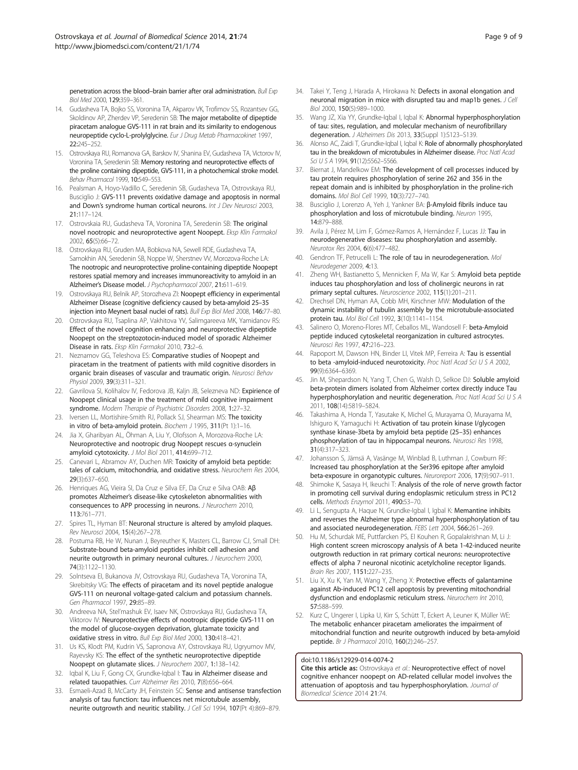penetration across the blood–brain barrier after oral administration. *Bull Exp Biol Med* 2000, **129:**359–361.

14. Gudasheva TA, Bojko SS, Voronina TA, Akparov VK, Trofimov SS, Rozantsev GG, Skoldinov AP, Zherdev VP, Seredenin SB: **The major metabolite of dipeptide piracetam analogue GVS-111 in rat brain and its similarity to endogenous neuropeptide cyclo-L-prolylglycine.** *Eur J Drug Metab Pharmacokinet* 1997, **22:**245–252.
15. Ostrovskaya RU, Romanova GA, Barskov IV, Shanina EV, Gudasheva TA, Victorov IV, Voronina TA, Seredenin SB: **Memory restoring and neuroprotective effects of the proline containing dipeptide, GVS-111, in a photochemical stroke model.** *Behav Pharmacol* 1999, **10:**549–553.
16. Pealsman A, Hoyo-Vadillo C, Seredenin SB, Gudasheva TA, Ostrovskaya RU, Busciglio J: **GVS-111 prevents oxidative damage and apoptosis in normal and Down's syndrome human cortical neurons.** *Int J Dev Neurosci* 2003, **21:**117–124.
17. Ostrovskaia RU, Gudasheva TA, Voronina TA, Seredenin SB: **The original novel nootropic and neuroprotective agent Noopept.** *Eksp Klin Farmakol* 2002, **65**(5):66–72.
18. Ostrovskaya RU, Gruden MA, Bobkova NA, Sewell RDE, Gudasheva TA, Samokhin AN, Seredenin SB, Noppe W, Sherstnev VV, Morozova-Roche LA: **The nootropic and neuroprotective proline-containing dipeptide Noopept restores spatial memory and increases immunoreactivity to amyloid in an Alzheimer's Disease model.** *J Psychopharmacol* 2007, **21:**611–619.
19. Ostrovskaya RU, Belnik AP, Storozheva ZI: **Noopept efficiency in experimental Alzheimer Disease (cognitive deficiency caused by beta-amyloid 25–35 injection into Meynert basal nuclei of rats).** *Bull Exp Biol Med* 2008, **146:**77–80.
20. Ostrovskaya RU, Tsaplina AP, Vakhitova YV, Salimgareeva MK, Yamidanov RS: **Effect of the novel cognition enhancing and neuroprotective dipeptide Noopept on the streptozotocin-induced model of sporadic Alzheimer Disease in rats.** *Eksp Klin Farmakol* 2010, **73:**2–6.
21. Neznamov GG, Teleshova ES: **Comparative studies of Noopept and piracetam in the treatment of patients with mild cognitive disorders in organic brain diseases of vascular and traumatic origin.** *Neurosci Behav Physiol* 2009, **39**(3):311–321.
22. Gavrilova SI, Kolihalov IV, Fedorova JB, Kaljn JB, Selezneva ND: **Expirience of Noopept clinical usage in the treatment of mild cognitive impairment syndrome.** *Modern Therapie of Psychiatric Disorders* 2008, **1:**27–32.
23. Iversen LL, Mortishire-Smith RJ, Pollack SJ, Shearman MS: **The toxicity in vitro of beta-amyloid protein.** *Biochem J* 1995, **311**(Pt 1):1–16.
24. Jia X, Gharibyan AL, Öhman A, Liu Y, Olofsson A, Morozova-Roche LA: **Neuroprotective and nootropic drug Noopept rescues α-synuclein amyloid cytotoxicity.** *J Mol Biol* 2011, **414:**699–712.
25. Canevari L, Abramov AY, Duchen MR: **Toxicity of amyloid beta peptide: tales of calcium, mitochondria, and oxidative stress.** *Neurochem Res* 2004, **29**(3):637–650.
26. Henriques AG, Vieira SI, Da Cruz e Silva EF, Da Cruz e Silva OAB: **Aβ promotes Alzheimer's disease-like cytoskeleton abnormalities with consequences to APP processing in neurons.** *J Neurochem* 2010, **113:**761–771.
27. Spires TL, Hyman BT: **Neuronal structure is altered by amyloid plaques.** *Rev Neurosci* 2004, **15**(4):267–278.
28. Postuma RB, He W, Nunan J, Beyreuther K, Masters CL, Barrow CJ, Small DH: **Substrate-bound beta-amyloid peptides inhibit cell adhesion and neurite outgrowth in primary neuronal cultures.** *J Neurochem* 2000, **74**(3):1122–1130.
29. Solntseva EI, Bukanova JV, Ostrovskaya RU, Gudasheva TA, Voronina TA, Skrebitsky VG: **The effects of piracetam and its novel peptide analogue GVS-111 on neuronal voltage-gated calcium and potassium channels.** *Gen Pharmacol* 1997, **29:**85–89.
30. Andreeva NA, Stel'mashuk EV, Isaev NK, Ostrovskaya RU, Gudasheva TA, Viktorov IV: **Neuroprotective effects of nootropic dipeptide GVS-111 on the model of glucose-oxygen deprivation, glutamate toxicity and oxidative stress in vitro.** *Bull Exp Biol Med* 2000, **130:**418–421.
31. Us KS, Klodt PM, Kudrin VS, Sapronova AY, Ostrovskaya RU, Ugryumov MV, Rayevsky KS: **The effect of the synthetic neuroprotective dipeptide Noopept on glutamate slices.** *J Neurochem* 2007, **1:**138–142.
32. Iqbal K, Liu F, Gong CX, Grundke-Iqbal I: **Tau in Alzheimer disease and related tauopathies.** *Curr Alzheimer Res* 2010, **7**(8):656–664.
33. Esmaeli-Azad B, McCarty JH, Feinstein SC: **Sense and antisense transfection analysis of tau function: tau influences net microtubule assembly, neurite outgrowth and neuritic stability.** *J Cell Sci* 1994, **107**(Pt 4):869–879.
34. Takei Y, Teng J, Harada A, Hirokawa N: **Defects in axonal elongation and neuronal migration in mice with disrupted tau and map1b genes.** *J Cell Biol* 2000, **150**(5):989–1000.
35. Wang JZ, Xia YY, Grundke-Iqbal I, Iqbal K: **Abnormal hyperphosphorylation of tau: sites, regulation, and molecular mechanism of neurofibrillary degeneration.** *J Alzheimers Dis* 2013, **33**(Suppl 1):S123–S139.
36. Alonso AC, Zaidi T, Grundke-Iqbal I, Iqbal K: **Role of abnormally phosphorylated tau in the breakdown of microtubules in Alzheimer disease.** *Proc Natl Acad Sci U S A* 1994, **91**(12):5562–5566.
37. Biernat J, Mandelkow EM: **The development of cell processes induced by tau protein requires phosphorylation of serine 262 and 356 in the repeat domain and is inhibited by phosphorylation in the proline-rich domains.** *Mol Biol Cell* 1999, **10**(3):727–740.
38. Busciglio J, Lorenzo A, Yeh J, Yankner BA: **β-Amyloid fibrils induce tau phosphorylation and loss of microtubule binding.** *Neuron* 1995, **14:**879–888.
39. Avila J, Pérez M, Lim F, Gómez-Ramos A, Hernández F, Lucas JJ: **Tau in neurodegenerative diseases: tau phosphorylation and assembly.** *Neurotox Res* 2004, **6**(6):477–482.
40. Gendron TF, Petrucelli L: **The role of tau in neurodegeneration.** *Mol Neurodegener* 2009, **4:**13.
41. Zheng WH, Bastianetto S, Mennicken F, Ma W, Kar S: **Amyloid beta peptide induces tau phosphorylation and loss of cholinergic neurons in rat primary septal cultures.** *Neuroscience* 2002, **115**(1):201–211.
42. Drechsel DN, Hyman AA, Cobb MH, Kirschner MW: **Modulation of the dynamic instability of tubulin assembly by the microtubule-associated protein tau.** *Mol Biol Cell* 1992, **3**(10):1141–1154.
43. Salinero O, Moreno-Flores MT, Ceballos ML, Wandosell F: **beta-Amyloid peptide induced cytoskeletal reorganization in cultured astrocytes.** *Neurosci Res* 1997, **47:**216–223.
44. Rapoport M, Dawson HN, Binder LI, Vitek MP, Ferreira A: **Tau is essential to beta -amyloid-induced neurotoxicity.** *Proc Natl Acad Sci U S A* 2002, **99**(9):6364–6369.
45. Jin M, Shepardson N, Yang T, Chen G, Walsh D, Selkoe DJ: **Soluble amyloid beta-protein dimers isolated from Alzheimer cortex directly induce Tau hyperphosphorylation and neuritic degeneration.** *Proc Natl Acad Sci U S A* 2011, **108**(14):5819–5824.
46. Takashima A, Honda T, Yasutake K, Michel G, Murayama O, Murayama M, Ishiguro K, Yamaguchi H: **Activation of tau protein kinase I/glycogen synthase kinase-3beta by amyloid beta peptide (25–35) enhances phosphorylation of tau in hippocampal neurons.** *Neurosci Res* 1998, **31**(4):317–323.
47. Johansson S, Jämsä A, Vasänge M, Winblad B, Luthman J, Cowburn RF: **Increased tau phosphorylation at the Ser396 epitope after amyloid beta-exposure in organotypic cultures.** *Neuroreport* 2006, **17**(9):907–911.
48. Shimoke K, Sasaya H, Ikeuchi T: **Analysis of the role of nerve growth factor in promoting cell survival during endoplasmic reticulum stress in PC12 cells.** *Methods Enzymol* 2011, **490:**53–70.
49. Li L, Sengupta A, Haque N, Grundke-Igbal I, Iqbal K: **Memantine inhibits and reverses the Alzheimer type abnormal hyperphosphorylation of tau and associated neurodegeneration.** *FEBS Lett* 2004, **566:**261–269.
50. Hu M, Schurdak ME, Puttfarcken PS, El Kouhen R, Gopalakrishnan M, Li J: **High content screen microscopy analysis of A beta 1-42-induced neurite outgrowth reduction in rat primary cortical neurons: neuroprotective effects of alpha 7 neuronal nicotinic acetylcholine receptor ligands.** *Brain Res* 2007, **1151:**227–235.
51. Liu X, Xu K, Yan M, Wang Y, Zheng X: **Protective effects of galantamine against Ab-induced PC12 cell apoptosis by preventing mitochondrial dysfunction and endoplasmic reticulum stress.** *Neurochem Int* 2010, **57:**588–599.
52. Kurz C, Ungerer I, Lipka U, Kirr S, Schütt T, Eckert A, Leuner K, Müller WE: **The metabolic enhancer piracetam ameliorates the impairment of mitochondrial function and neurite outgrowth induced by beta-amyloid peptide.** *Br J Pharmacol* 2010, **160**(2):246–257.

doi:10.1186/s12929-014-0074-2

**Cite this article as:** Ostrovskaya *et al.*: Neuroprotective effect of novel cognitive enhancer noopept on AD-related cellular model involves the attenuation of apoptosis and tau hyperphosphorylation. *Journal of Biomedical Science* 2014 **21**:74.